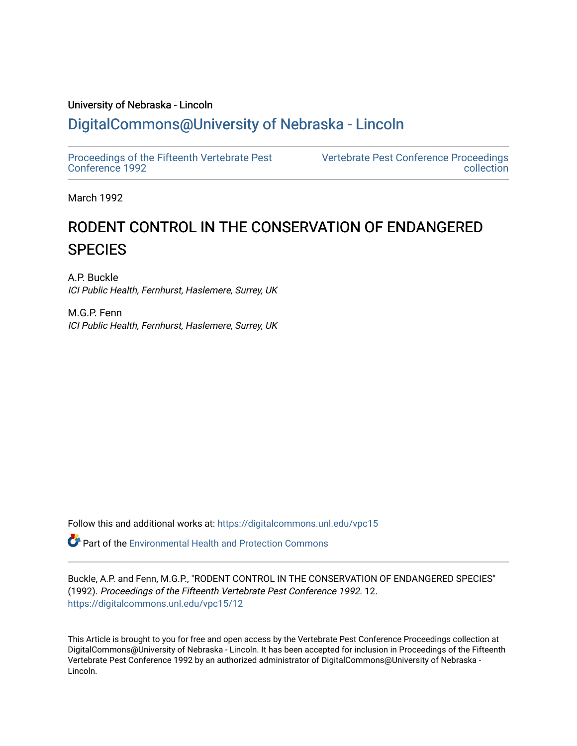University of Nebraska - Lincoln

## DigitalCommons@University of Nebraska - Lincoln

Proceedings of the Fifteenth Vertebrate Pest Conference 1992

Vertebrate Pest Conference Proceedings collection

March 1992

# RODENT CONTROL IN THE CONSERVATION OF ENDANGERED SPECIES

A.P. Buckle
*ICI Public Health, Fernhurst, Haslemere, Surrey, UK*

M.G.P. Fenn
*ICI Public Health, Fernhurst, Haslemere, Surrey, UK*

Follow this and additional works at: https://digitalcommons.unl.edu/vpc15

Part of the Environmental Health and Protection Commons

Buckle, A.P. and Fenn, M.G.P., "RODENT CONTROL IN THE CONSERVATION OF ENDANGERED SPECIES" (1992). *Proceedings of the Fifteenth Vertebrate Pest Conference 1992*. 12.
https://digitalcommons.unl.edu/vpc15/12

This Article is brought to you for free and open access by the Vertebrate Pest Conference Proceedings collection at DigitalCommons@University of Nebraska - Lincoln. It has been accepted for inclusion in Proceedings of the Fifteenth Vertebrate Pest Conference 1992 by an authorized administrator of DigitalCommons@University of Nebraska - Lincoln.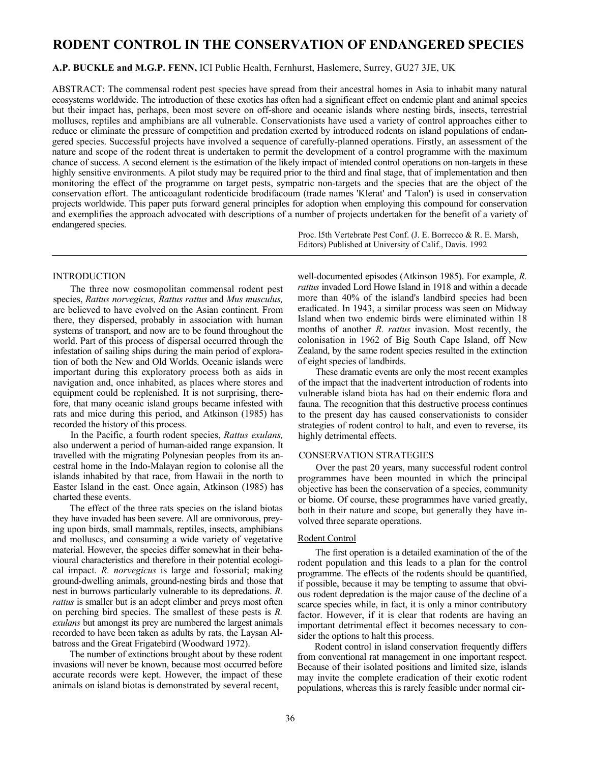# RODENT CONTROL IN THE CONSERVATION OF ENDANGERED SPECIES

**A.P. BUCKLE and M.G.P. FENN,** ICI Public Health, Fernhurst, Haslemere, Surrey, GU27 3JE, UK

ABSTRACT: The commensal rodent pest species have spread from their ancestral homes in Asia to inhabit many natural ecosystems worldwide. The introduction of these exotics has often had a significant effect on endemic plant and animal species but their impact has, perhaps, been most severe on off-shore and oceanic islands where nesting birds, insects, terrestrial molluscs, reptiles and amphibians are all vulnerable. Conservationists have used a variety of control approaches either to reduce or eliminate the pressure of competition and predation exerted by introduced rodents on island populations of endangered species. Successful projects have involved a sequence of carefully-planned operations. Firstly, an assessment of the nature and scope of the rodent threat is undertaken to permit the development of a control programme with the maximum chance of success. A second element is the estimation of the likely impact of intended control operations on non-targets in these highly sensitive environments. A pilot study may be required prior to the third and final stage, that of implementation and then monitoring the effect of the programme on target pests, sympatric non-targets and the species that are the object of the conservation effort. The anticoagulant rodenticide brodifacoum (trade names 'Klerat' and 'Talon') is used in conservation projects worldwide. This paper puts forward general principles for adoption when employing this compound for conservation and exemplifies the approach advocated with descriptions of a number of projects undertaken for the benefit of a variety of endangered species.

Proc. l5th Vertebrate Pest Conf. (J. E. Borrecco & R. E. Marsh, Editors) Published at University of Calif., Davis. 1992

## INTRODUCTION

The three now cosmopolitan commensal rodent pest species, *Rattus norvegicus, Rattus rattus* and *Mus musculus,* are believed to have evolved on the Asian continent. From there, they dispersed, probably in association with human systems of transport, and now are to be found throughout the world. Part of this process of dispersal occurred through the infestation of sailing ships during the main period of exploration of both the New and Old Worlds. Oceanic islands were important during this exploratory process both as aids in navigation and, once inhabited, as places where stores and equipment could be replenished. It is not surprising, therefore, that many oceanic island groups became infested with rats and mice during this period, and Atkinson (1985) has recorded the history of this process.

In the Pacific, a fourth rodent species, *Rattus exulans,* also underwent a period of human-aided range expansion. It travelled with the migrating Polynesian peoples from its ancestral home in the Indo-Malayan region to colonise all the islands inhabited by that race, from Hawaii in the north to Easter Island in the east. Once again, Atkinson (1985) has charted these events.

The effect of the three rats species on the island biotas they have invaded has been severe. All are omnivorous, preying upon birds, small mammals, reptiles, insects, amphibians and molluscs, and consuming a wide variety of vegetative material. However, the species differ somewhat in their behavioural characteristics and therefore in their potential ecological impact. *R. norvegicus* is large and fossorial; making ground-dwelling animals, ground-nesting birds and those that nest in burrows particularly vulnerable to its depredations. *R. rattus* is smaller but is an adept climber and preys most often on perching bird species. The smallest of these pests is *R. exulans* but amongst its prey are numbered the largest animals recorded to have been taken as adults by rats, the Laysan Albatross and the Great Frigatebird (Woodward 1972).

The number of extinctions brought about by these rodent invasions will never be known, because most occurred before accurate records were kept. However, the impact of these animals on island biotas is demonstrated by several recent, well-documented episodes (Atkinson 1985). For example, *R. rattus* invaded Lord Howe Island in 1918 and within a decade more than 40% of the island's landbird species had been eradicated. In 1943, a similar process was seen on Midway Island when two endemic birds were eliminated within 18 months of another *R. rattus* invasion. Most recently, the colonisation in 1962 of Big South Cape Island, off New Zealand, by the same rodent species resulted in the extinction of eight species of landbirds.

These dramatic events are only the most recent examples of the impact that the inadvertent introduction of rodents into vulnerable island biota has had on their endemic flora and fauna. The recognition that this destructive process continues to the present day has caused conservationists to consider strategies of rodent control to halt, and even to reverse, its highly detrimental effects.

## CONSERVATION STRATEGIES

Over the past 20 years, many successful rodent control programmes have been mounted in which the principal objective has been the conservation of a species, community or biome. Of course, these programmes have varied greatly, both in their nature and scope, but generally they have involved three separate operations.

### Rodent Control

The first operation is a detailed examination of the of the rodent population and this leads to a plan for the control programme. The effects of the rodents should be quantified, if possible, because it may be tempting to assume that obvious rodent depredation is the major cause of the decline of a scarce species while, in fact, it is only a minor contributory factor. However, if it is clear that rodents are having an important detrimental effect it becomes necessary to consider the options to halt this process.

Rodent control in island conservation frequently differs from conventional rat management in one important respect. Because of their isolated positions and limited size, islands may invite the complete eradication of their exotic rodent populations, whereas this is rarely feasible under normal cir-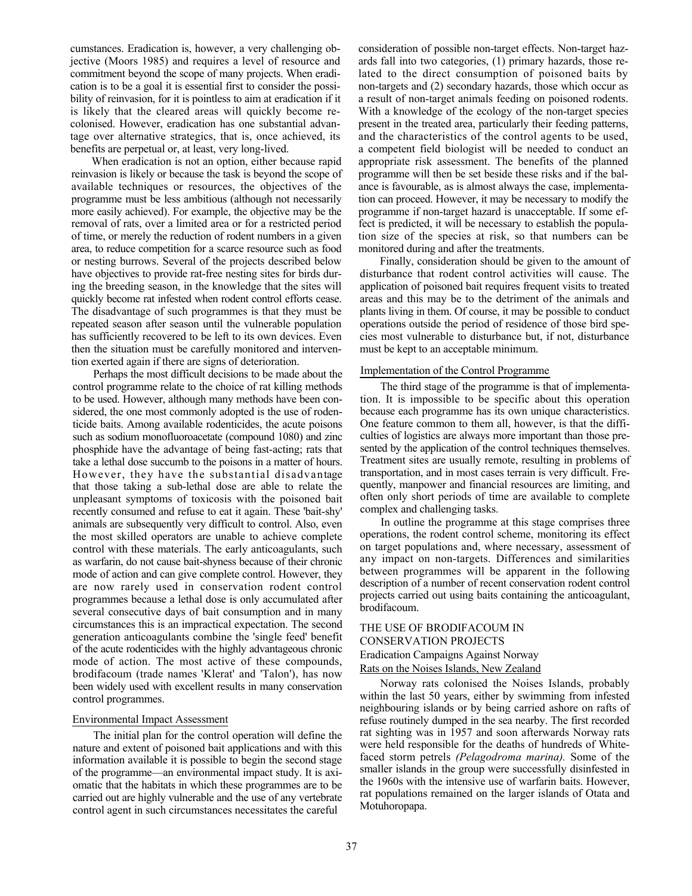cumstances. Eradication is, however, a very challenging objective (Moors 1985) and requires a level of resource and commitment beyond the scope of many projects. When eradication is to be a goal it is essential first to consider the possibility of reinvasion, for it is pointless to aim at eradication if it is likely that the cleared areas will quickly become recolonised. However, eradication has one substantial advantage over alternative strategics, that is, once achieved, its benefits are perpetual or, at least, very long-lived.

When eradication is not an option, either because rapid reinvasion is likely or because the task is beyond the scope of available techniques or resources, the objectives of the programme must be less ambitious (although not necessarily more easily achieved). For example, the objective may be the removal of rats, over a limited area or for a restricted period of time, or merely the reduction of rodent numbers in a given area, to reduce competition for a scarce resource such as food or nesting burrows. Several of the projects described below have objectives to provide rat-free nesting sites for birds during the breeding season, in the knowledge that the sites will quickly become rat infested when rodent control efforts cease. The disadvantage of such programmes is that they must be repeated season after season until the vulnerable population has sufficiently recovered to be left to its own devices. Even then the situation must be carefully monitored and intervention exerted again if there are signs of deterioration.

Perhaps the most difficult decisions to be made about the control programme relate to the choice of rat killing methods to be used. However, although many methods have been considered, the one most commonly adopted is the use of rodenticide baits. Among available rodenticides, the acute poisons such as sodium monofluoroacetate (compound 1080) and zinc phosphide have the advantage of being fast-acting; rats that take a lethal dose succumb to the poisons in a matter of hours. However, they have the substantial disadvantage that those taking a sub-lethal dose are able to relate the unpleasant symptoms of toxicosis with the poisoned bait recently consumed and refuse to eat it again. These 'bait-shy' animals are subsequently very difficult to control. Also, even the most skilled operators are unable to achieve complete control with these materials. The early anticoagulants, such as warfarin, do not cause bait-shyness because of their chronic mode of action and can give complete control. However, they are now rarely used in conservation rodent control programmes because a lethal dose is only accumulated after several consecutive days of bait consumption and in many circumstances this is an impractical expectation. The second generation anticoagulants combine the 'single feed' benefit of the acute rodenticides with the highly advantageous chronic mode of action. The most active of these compounds, brodifacoum (trade names 'Klerat' and 'Talon'), has now been widely used with excellent results in many conservation control programmes.

## Environmental Impact Assessment

The initial plan for the control operation will define the nature and extent of poisoned bait applications and with this information available it is possible to begin the second stage of the programme—an environmental impact study. It is axiomatic that the habitats in which these programmes are to be carried out are highly vulnerable and the use of any vertebrate control agent in such circumstances necessitates the careful consideration of possible non-target effects. Non-target hazards fall into two categories, (1) primary hazards, those related to the direct consumption of poisoned baits by non-targets and (2) secondary hazards, those which occur as a result of non-target animals feeding on poisoned rodents. With a knowledge of the ecology of the non-target species present in the treated area, particularly their feeding patterns, and the characteristics of the control agents to be used, a competent field biologist will be needed to conduct an appropriate risk assessment. The benefits of the planned programme will then be set beside these risks and if the balance is favourable, as is almost always the case, implementation can proceed. However, it may be necessary to modify the programme if non-target hazard is unacceptable. If some effect is predicted, it will be necessary to establish the population size of the species at risk, so that numbers can be monitored during and after the treatments.

Finally, consideration should be given to the amount of disturbance that rodent control activities will cause. The application of poisoned bait requires frequent visits to treated areas and this may be to the detriment of the animals and plants living in them. Of course, it may be possible to conduct operations outside the period of residence of those bird species most vulnerable to disturbance but, if not, disturbance must be kept to an acceptable minimum.

## Implementation of the Control Programme

The third stage of the programme is that of implementation. It is impossible to be specific about this operation because each programme has its own unique characteristics. One feature common to them all, however, is that the difficulties of logistics are always more important than those presented by the application of the control techniques themselves. Treatment sites are usually remote, resulting in problems of transportation, and in most cases terrain is very difficult. Frequently, manpower and financial resources are limiting, and often only short periods of time are available to complete complex and challenging tasks.

In outline the programme at this stage comprises three operations, the rodent control scheme, monitoring its effect on target populations and, where necessary, assessment of any impact on non-targets. Differences and similarities between programmes will be apparent in the following description of a number of recent conservation rodent control projects carried out using baits containing the anticoagulant, brodifacoum.

# THE USE OF BRODIFACOUM IN CONSERVATION PROJECTS

## Eradication Campaigns Against Norway Rats on the Noises Islands, New Zealand

Norway rats colonised the Noises Islands, probably within the last 50 years, either by swimming from infested neighbouring islands or by being carried ashore on rafts of refuse routinely dumped in the sea nearby. The first recorded rat sighting was in 1957 and soon afterwards Norway rats were held responsible for the deaths of hundreds of White-faced storm petrels *(Pelagodroma marina).* Some of the smaller islands in the group were successfully disinfested in the 1960s with the intensive use of warfarin baits. However, rat populations remained on the larger islands of Otata and Motuhoropapa.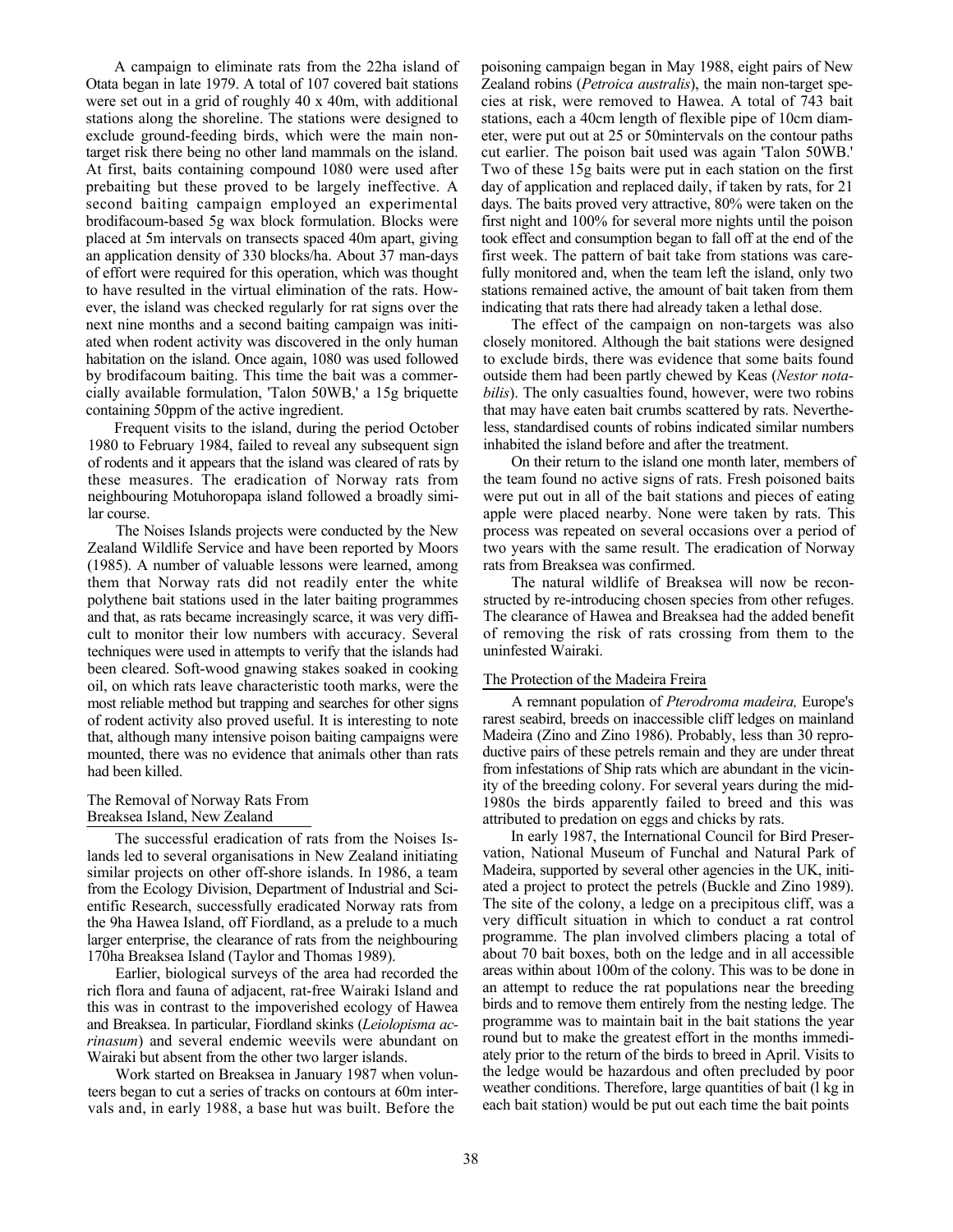A campaign to eliminate rats from the 22ha island of Otata began in late 1979. A total of 107 covered bait stations were set out in a grid of roughly 40 x 40m, with additional stations along the shoreline. The stations were designed to exclude ground-feeding birds, which were the main non-target risk there being no other land mammals on the island. At first, baits containing compound 1080 were used after prebaiting but these proved to be largely ineffective. A second baiting campaign employed an experimental brodifacoum-based 5g wax block formulation. Blocks were placed at 5m intervals on transects spaced 40m apart, giving an application density of 330 blocks/ha. About 37 man-days of effort were required for this operation, which was thought to have resulted in the virtual elimination of the rats. However, the island was checked regularly for rat signs over the next nine months and a second baiting campaign was initiated when rodent activity was discovered in the only human habitation on the island. Once again, 1080 was used followed by brodifacoum baiting. This time the bait was a commercially available formulation, 'Talon 50WB,' a 15g briquette containing 50ppm of the active ingredient.

Frequent visits to the island, during the period October 1980 to February 1984, failed to reveal any subsequent sign of rodents and it appears that the island was cleared of rats by these measures. The eradication of Norway rats from neighbouring Motuhoropapa island followed a broadly similar course.

The Noises Islands projects were conducted by the New Zealand Wildlife Service and have been reported by Moors (1985). A number of valuable lessons were learned, among them that Norway rats did not readily enter the white polythene bait stations used in the later baiting programmes and that, as rats became increasingly scarce, it was very difficult to monitor their low numbers with accuracy. Several techniques were used in attempts to verify that the islands had been cleared. Soft-wood gnawing stakes soaked in cooking oil, on which rats leave characteristic tooth marks, were the most reliable method but trapping and searches for other signs of rodent activity also proved useful. It is interesting to note that, although many intensive poison baiting campaigns were mounted, there was no evidence that animals other than rats had been killed.

## The Removal of Norway Rats From Breaksea Island, New Zealand

The successful eradication of rats from the Noises Islands led to several organisations in New Zealand initiating similar projects on other off-shore islands. In 1986, a team from the Ecology Division, Department of Industrial and Scientific Research, successfully eradicated Norway rats from the 9ha Hawea Island, off Fiordland, as a prelude to a much larger enterprise, the clearance of rats from the neighbouring 170ha Breaksea Island (Taylor and Thomas 1989).

Earlier, biological surveys of the area had recorded the rich flora and fauna of adjacent, rat-free Wairaki Island and this was in contrast to the impoverished ecology of Hawea and Breaksea. In particular, Fiordland skinks (*Leiolopisma acrinasum*) and several endemic weevils were abundant on Wairaki but absent from the other two larger islands.

Work started on Breaksea in January 1987 when volunteers began to cut a series of tracks on contours at 60m intervals and, in early 1988, a base hut was built. Before the poisoning campaign began in May 1988, eight pairs of New Zealand robins (*Petroica australis*), the main non-target species at risk, were removed to Hawea. A total of 743 bait stations, each a 40cm length of flexible pipe of 10cm diameter, were put out at 25 or 50mintervals on the contour paths cut earlier. The poison bait used was again 'Talon 50WB.' Two of these 15g baits were put in each station on the first day of application and replaced daily, if taken by rats, for 21 days. The baits proved very attractive, 80% were taken on the first night and 100% for several more nights until the poison took effect and consumption began to fall off at the end of the first week. The pattern of bait take from stations was carefully monitored and, when the team left the island, only two stations remained active, the amount of bait taken from them indicating that rats there had already taken a lethal dose.

The effect of the campaign on non-targets was also closely monitored. Although the bait stations were designed to exclude birds, there was evidence that some baits found outside them had been partly chewed by Keas (*Nestor notabilis*). The only casualties found, however, were two robins that may have eaten bait crumbs scattered by rats. Nevertheless, standardised counts of robins indicated similar numbers inhabited the island before and after the treatment.

On their return to the island one month later, members of the team found no active signs of rats. Fresh poisoned baits were put out in all of the bait stations and pieces of eating apple were placed nearby. None were taken by rats. This process was repeated on several occasions over a period of two years with the same result. The eradication of Norway rats from Breaksea was confirmed.

The natural wildlife of Breaksea will now be reconstructed by re-introducing chosen species from other refuges. The clearance of Hawea and Breaksea had the added benefit of removing the risk of rats crossing from them to the uninfested Wairaki.

## The Protection of the Madeira Freira

A remnant population of *Pterodroma madeira,* Europe's rarest seabird, breeds on inaccessible cliff ledges on mainland Madeira (Zino and Zino 1986). Probably, less than 30 reproductive pairs of these petrels remain and they are under threat from infestations of Ship rats which are abundant in the vicinity of the breeding colony. For several years during the mid-1980s the birds apparently failed to breed and this was attributed to predation on eggs and chicks by rats.

In early 1987, the International Council for Bird Preservation, National Museum of Funchal and Natural Park of Madeira, supported by several other agencies in the UK, initiated a project to protect the petrels (Buckle and Zino 1989). The site of the colony, a ledge on a precipitous cliff, was a very difficult situation in which to conduct a rat control programme. The plan involved climbers placing a total of about 70 bait boxes, both on the ledge and in all accessible areas within about 100m of the colony. This was to be done in an attempt to reduce the rat populations near the breeding birds and to remove them entirely from the nesting ledge. The programme was to maintain bait in the bait stations the year round but to make the greatest effort in the months immediately prior to the return of the birds to breed in April. Visits to the ledge would be hazardous and often precluded by poor weather conditions. Therefore, large quantities of bait (l kg in each bait station) would be put out each time the bait points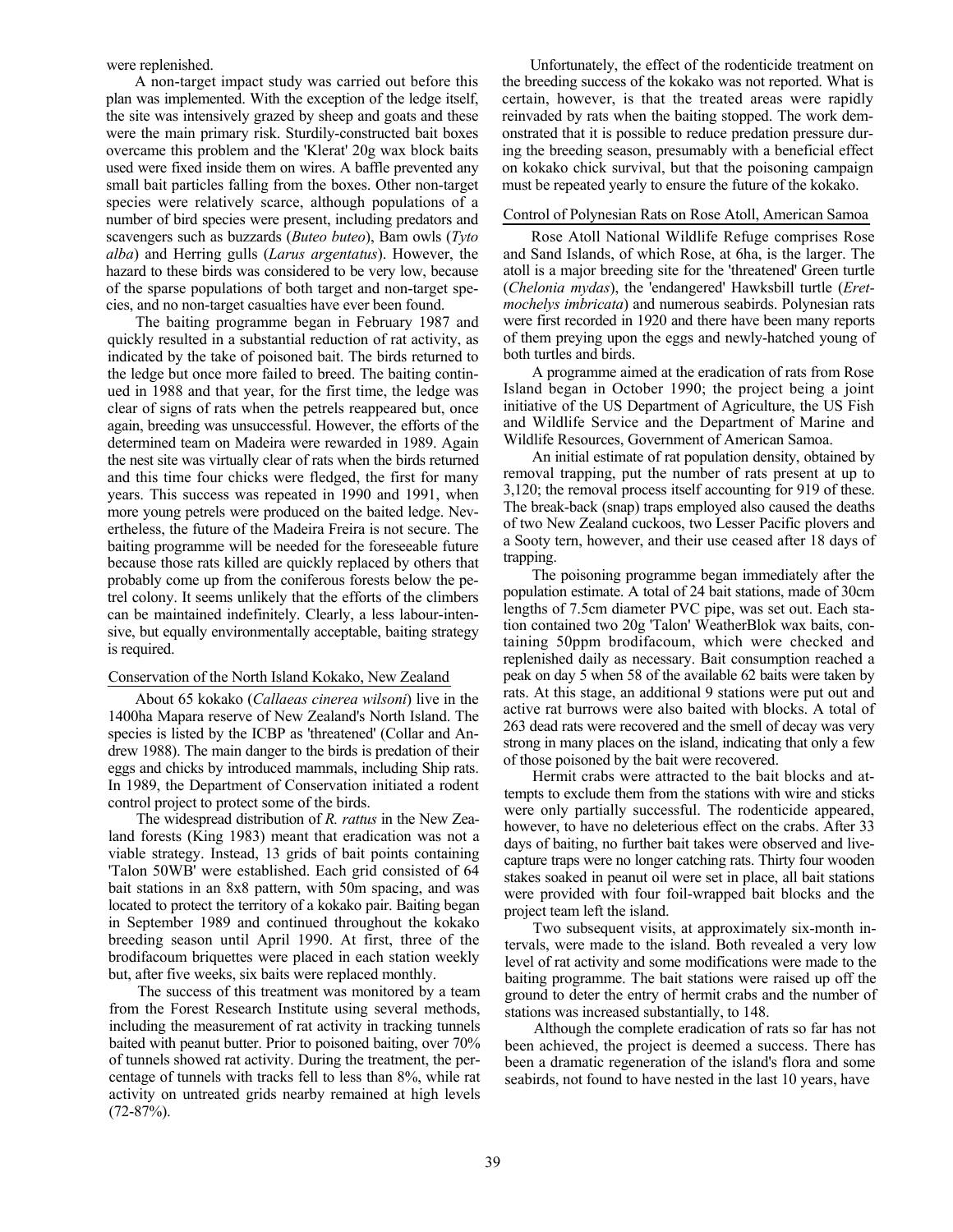were replenished.

A non-target impact study was carried out before this plan was implemented. With the exception of the ledge itself, the site was intensively grazed by sheep and goats and these were the main primary risk. Sturdily-constructed bait boxes overcame this problem and the 'Klerat' 20g wax block baits used were fixed inside them on wires. A baffle prevented any small bait particles falling from the boxes. Other non-target species were relatively scarce, although populations of a number of bird species were present, including predators and scavengers such as buzzards (*Buteo buteo*), Barn owls (*Tyto alba*) and Herring gulls (*Larus argentatus*). However, the hazard to these birds was considered to be very low, because of the sparse populations of both target and non-target species, and no non-target casualties have ever been found.

The baiting programme began in February 1987 and quickly resulted in a substantial reduction of rat activity, as indicated by the take of poisoned bait. The birds returned to the ledge but once more failed to breed. The baiting continued in 1988 and that year, for the first time, the ledge was clear of signs of rats when the petrels reappeared but, once again, breeding was unsuccessful. However, the efforts of the determined team on Madeira were rewarded in 1989. Again the nest site was virtually clear of rats when the birds returned and this time four chicks were fledged, the first for many years. This success was repeated in 1990 and 1991, when more young petrels were produced on the baited ledge. Nevertheless, the future of the Madeira Freira is not secure. The baiting programme will be needed for the foreseeable future because those rats killed are quickly replaced by others that probably come up from the coniferous forests below the petrel colony. It seems unlikely that the efforts of the climbers can be maintained indefinitely. Clearly, a less labour-intensive, but equally environmentally acceptable, baiting strategy is required.

## Conservation of the North Island Kokako, New Zealand

About 65 kokako (*Callaeas cinerea wilsoni*) live in the 1400ha Mapara reserve of New Zealand's North Island. The species is listed by the ICBP as 'threatened' (Collar and Andrew 1988). The main danger to the birds is predation of their eggs and chicks by introduced mammals, including Ship rats. In 1989, the Department of Conservation initiated a rodent control project to protect some of the birds.

The widespread distribution of *R. rattus* in the New Zealand forests (King 1983) meant that eradication was not a viable strategy. Instead, 13 grids of bait points containing 'Talon 50WB' were established. Each grid consisted of 64 bait stations in an 8x8 pattern, with 50m spacing, and was located to protect the territory of a kokako pair. Baiting began in September 1989 and continued throughout the kokako breeding season until April 1990. At first, three of the brodifacoum briquettes were placed in each station weekly but, after five weeks, six baits were replaced monthly.

The success of this treatment was monitored by a team from the Forest Research Institute using several methods, including the measurement of rat activity in tracking tunnels baited with peanut butter. Prior to poisoned baiting, over 70% of tunnels showed rat activity. During the treatment, the percentage of tunnels with tracks fell to less than 8%, while rat activity on untreated grids nearby remained at high levels (72-87%).

Unfortunately, the effect of the rodenticide treatment on the breeding success of the kokako was not reported. What is certain, however, is that the treated areas were rapidly reinvaded by rats when the baiting stopped. The work demonstrated that it is possible to reduce predation pressure during the breeding season, presumably with a beneficial effect on kokako chick survival, but that the poisoning campaign must be repeated yearly to ensure the future of the kokako.

## Control of Polynesian Rats on Rose Atoll, American Samoa

Rose Atoll National Wildlife Refuge comprises Rose and Sand Islands, of which Rose, at 6ha, is the larger. The atoll is a major breeding site for the 'threatened' Green turtle (*Chelonia mydas*), the 'endangered' Hawksbill turtle (*Eretmochelys imbricata*) and numerous seabirds. Polynesian rats were first recorded in 1920 and there have been many reports of them preying upon the eggs and newly-hatched young of both turtles and birds.

A programme aimed at the eradication of rats from Rose Island began in October 1990; the project being a joint initiative of the US Department of Agriculture, the US Fish and Wildlife Service and the Department of Marine and Wildlife Resources, Government of American Samoa.

An initial estimate of rat population density, obtained by removal trapping, put the number of rats present at up to 3,120; the removal process itself accounting for 919 of these. The break-back (snap) traps employed also caused the deaths of two New Zealand cuckoos, two Lesser Pacific plovers and a Sooty tern, however, and their use ceased after 18 days of trapping.

The poisoning programme began immediately after the population estimate. A total of 24 bait stations, made of 30cm lengths of 7.5cm diameter PVC pipe, was set out. Each station contained two 20g 'Talon' WeatherBlok wax baits, containing 50ppm brodifacoum, which were checked and replenished daily as necessary. Bait consumption reached a peak on day 5 when 58 of the available 62 baits were taken by rats. At this stage, an additional 9 stations were put out and active rat burrows were also baited with blocks. A total of 263 dead rats were recovered and the smell of decay was very strong in many places on the island, indicating that only a few of those poisoned by the bait were recovered.

Hermit crabs were attracted to the bait blocks and attempts to exclude them from the stations with wire and sticks were only partially successful. The rodenticide appeared, however, to have no deleterious effect on the crabs. After 33 days of baiting, no further bait takes were observed and live-capture traps were no longer catching rats. Thirty four wooden stakes soaked in peanut oil were set in place, all bait stations were provided with four foil-wrapped bait blocks and the project team left the island.

Two subsequent visits, at approximately six-month intervals, were made to the island. Both revealed a very low level of rat activity and some modifications were made to the baiting programme. The bait stations were raised up off the ground to deter the entry of hermit crabs and the number of stations was increased substantially, to 148.

Although the complete eradication of rats so far has not been achieved, the project is deemed a success. There has been a dramatic regeneration of the island's flora and some seabirds, not found to have nested in the last 10 years, have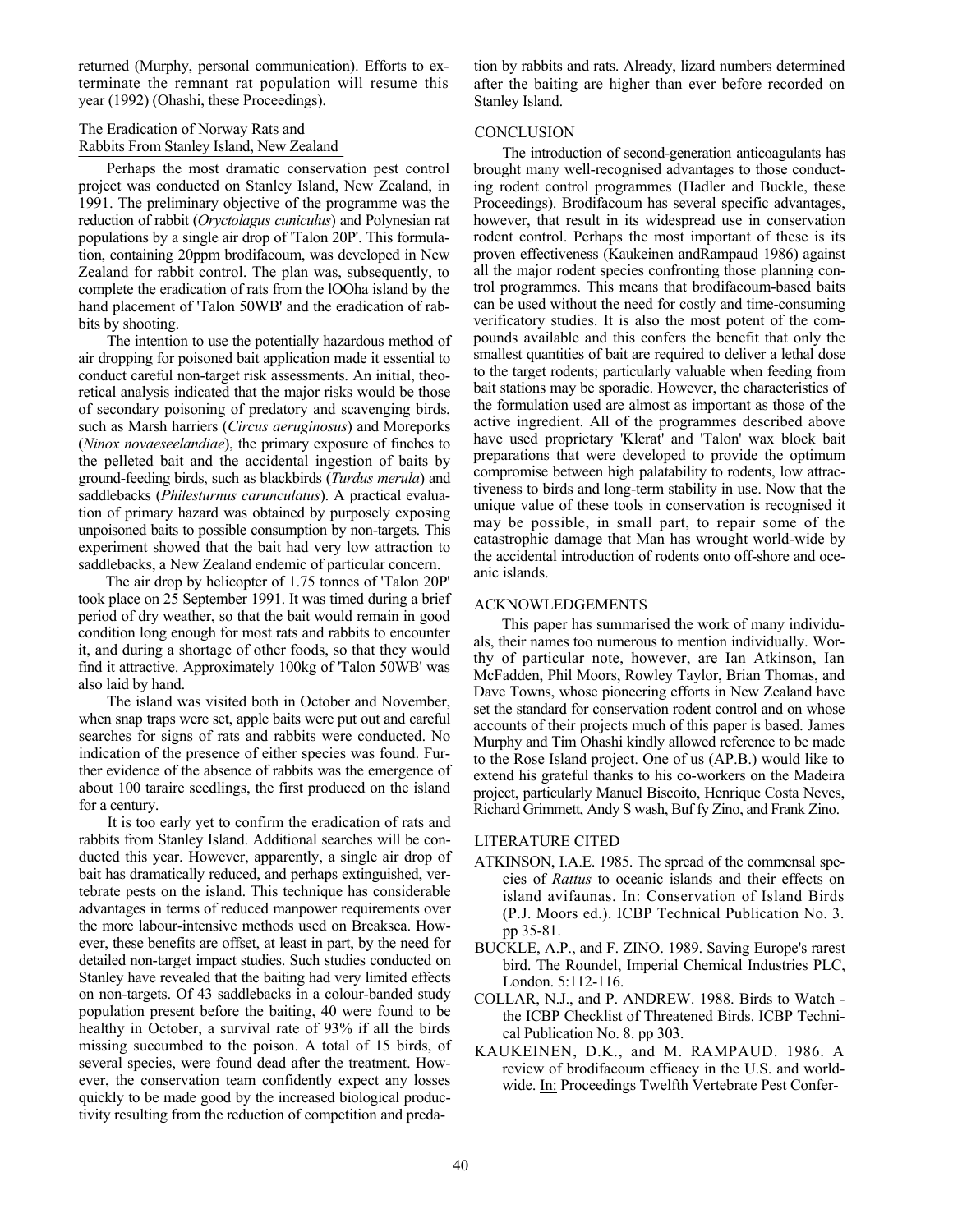returned (Murphy, personal communication). Efforts to exterminate the remnant rat population will resume this year (1992) (Ohashi, these Proceedings).

### The Eradication of Norway Rats and Rabbits From Stanley Island, New Zealand

Perhaps the most dramatic conservation pest control project was conducted on Stanley Island, New Zealand, in 1991. The preliminary objective of the programme was the reduction of rabbit (*Oryctolagus cuniculus*) and Polynesian rat populations by a single air drop of 'Talon 20P'. This formulation, containing 20ppm brodifacoum, was developed in New Zealand for rabbit control. The plan was, subsequently, to complete the eradication of rats from the lOOha island by the hand placement of 'Talon 50WB' and the eradication of rabbits by shooting.

The intention to use the potentially hazardous method of air dropping for poisoned bait application made it essential to conduct careful non-target risk assessments. An initial, theoretical analysis indicated that the major risks would be those of secondary poisoning of predatory and scavenging birds, such as Marsh harriers (*Circus aeruginosus*) and Moreporks (*Ninox novaeseelandiae*), the primary exposure of finches to the pelleted bait and the accidental ingestion of baits by ground-feeding birds, such as blackbirds (*Turdus merula*) and saddlebacks (*Philesturnus carunculatus*). A practical evaluation of primary hazard was obtained by purposely exposing unpoisoned baits to possible consumption by non-targets. This experiment showed that the bait had very low attraction to saddlebacks, a New Zealand endemic of particular concern.

The air drop by helicopter of 1.75 tonnes of 'Talon 20P' took place on 25 September 1991. It was timed during a brief period of dry weather, so that the bait would remain in good condition long enough for most rats and rabbits to encounter it, and during a shortage of other foods, so that they would find it attractive. Approximately 100kg of 'Talon 50WB' was also laid by hand.

The island was visited both in October and November, when snap traps were set, apple baits were put out and careful searches for signs of rats and rabbits were conducted. No indication of the presence of either species was found. Further evidence of the absence of rabbits was the emergence of about 100 taraire seedlings, the first produced on the island for a century.

It is too early yet to confirm the eradication of rats and rabbits from Stanley Island. Additional searches will be conducted this year. However, apparently, a single air drop of bait has dramatically reduced, and perhaps extinguished, vertebrate pests on the island. This technique has considerable advantages in terms of reduced manpower requirements over the more labour-intensive methods used on Breaksea. However, these benefits are offset, at least in part, by the need for detailed non-target impact studies. Such studies conducted on Stanley have revealed that the baiting had very limited effects on non-targets. Of 43 saddlebacks in a colour-banded study population present before the baiting, 40 were found to be healthy in October, a survival rate of 93% if all the birds missing succumbed to the poison. A total of 15 birds, of several species, were found dead after the treatment. However, the conservation team confidently expect any losses quickly to be made good by the increased biological productivity resulting from the reduction of competition and predation by rabbits and rats. Already, lizard numbers determined after the baiting are higher than ever before recorded on Stanley Island.

## CONCLUSION

The introduction of second-generation anticoagulants has brought many well-recognised advantages to those conducting rodent control programmes (Hadler and Buckle, these Proceedings). Brodifacoum has several specific advantages, however, that result in its widespread use in conservation rodent control. Perhaps the most important of these is its proven effectiveness (Kaukeinen andRampaud 1986) against all the major rodent species confronting those planning control programmes. This means that brodifacoum-based baits can be used without the need for costly and time-consuming verificatory studies. It is also the most potent of the compounds available and this confers the benefit that only the smallest quantities of bait are required to deliver a lethal dose to the target rodents; particularly valuable when feeding from bait stations may be sporadic. However, the characteristics of the formulation used are almost as important as those of the active ingredient. All of the programmes described above have used proprietary 'Klerat' and 'Talon' wax block bait preparations that were developed to provide the optimum compromise between high palatability to rodents, low attractiveness to birds and long-term stability in use. Now that the unique value of these tools in conservation is recognised it may be possible, in small part, to repair some of the catastrophic damage that Man has wrought world-wide by the accidental introduction of rodents onto off-shore and oceanic islands.

## ACKNOWLEDGEMENTS

This paper has summarised the work of many individuals, their names too numerous to mention individually. Worthy of particular note, however, are Ian Atkinson, Ian McFadden, Phil Moors, Rowley Taylor, Brian Thomas, and Dave Towns, whose pioneering efforts in New Zealand have set the standard for conservation rodent control and on whose accounts of their projects much of this paper is based. James Murphy and Tim Ohashi kindly allowed reference to be made to the Rose Island project. One of us (AP.B.) would like to extend his grateful thanks to his co-workers on the Madeira project, particularly Manuel Biscoito, Henrique Costa Neves, Richard Grimmett, Andy S wash, Buf fy Zino, and Frank Zino.

## LITERATURE CITED

ATKINSON, I.A.E. 1985. The spread of the commensal species of *Rattus* to oceanic islands and their effects on island avifaunas. In: Conservation of Island Birds (P.J. Moors ed.). ICBP Technical Publication No. 3. pp 35-81.

BUCKLE, A.P., and F. ZINO. 1989. Saving Europe's rarest bird. The Roundel, Imperial Chemical Industries PLC, London. 5:112-116.

COLLAR, N.J., and P. ANDREW. 1988. Birds to Watch - the ICBP Checklist of Threatened Birds. ICBP Technical Publication No. 8. pp 303.

KAUKEINEN, D.K., and M. RAMPAUD. 1986. A review of brodifacoum efficacy in the U.S. and worldwide. In: Proceedings Twelfth Vertebrate Pest Confer-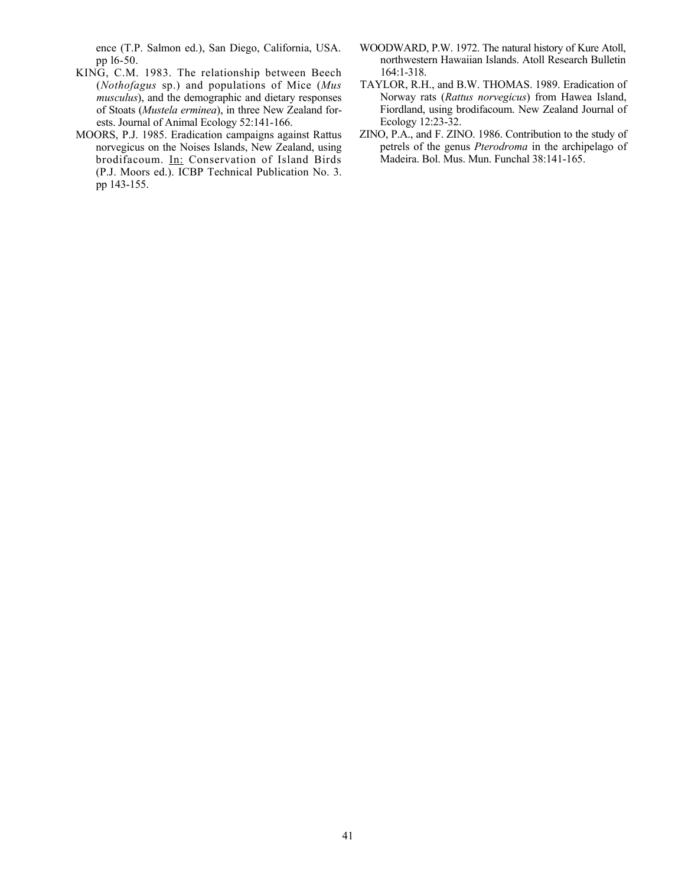ence (T.P. Salmon ed.), San Diego, California, USA. pp l6-50.

KING, C.M. 1983. The relationship between Beech (*Nothofagus* sp.) and populations of Mice (*Mus musculus*), and the demographic and dietary responses of Stoats (*Mustela erminea*), in three New Zealand forests. Journal of Animal Ecology 52:141-166.

MOORS, P.J. 1985. Eradication campaigns against Rattus norvegicus on the Noises Islands, New Zealand, using brodifacoum. In: Conservation of Island Birds (P.J. Moors ed.). ICBP Technical Publication No. 3. pp 143-155.

WOODWARD, P.W. 1972. The natural history of Kure Atoll, northwestern Hawaiian Islands. Atoll Research Bulletin 164:1-318.

TAYLOR, R.H., and B.W. THOMAS. 1989. Eradication of Norway rats (*Rattus norvegicus*) from Hawea Island, Fiordland, using brodifacoum. New Zealand Journal of Ecology 12:23-32.

ZINO, P.A., and F. ZINO. 1986. Contribution to the study of petrels of the genus *Pterodroma* in the archipelago of Madeira. Bol. Mus. Mun. Funchal 38:141-165.